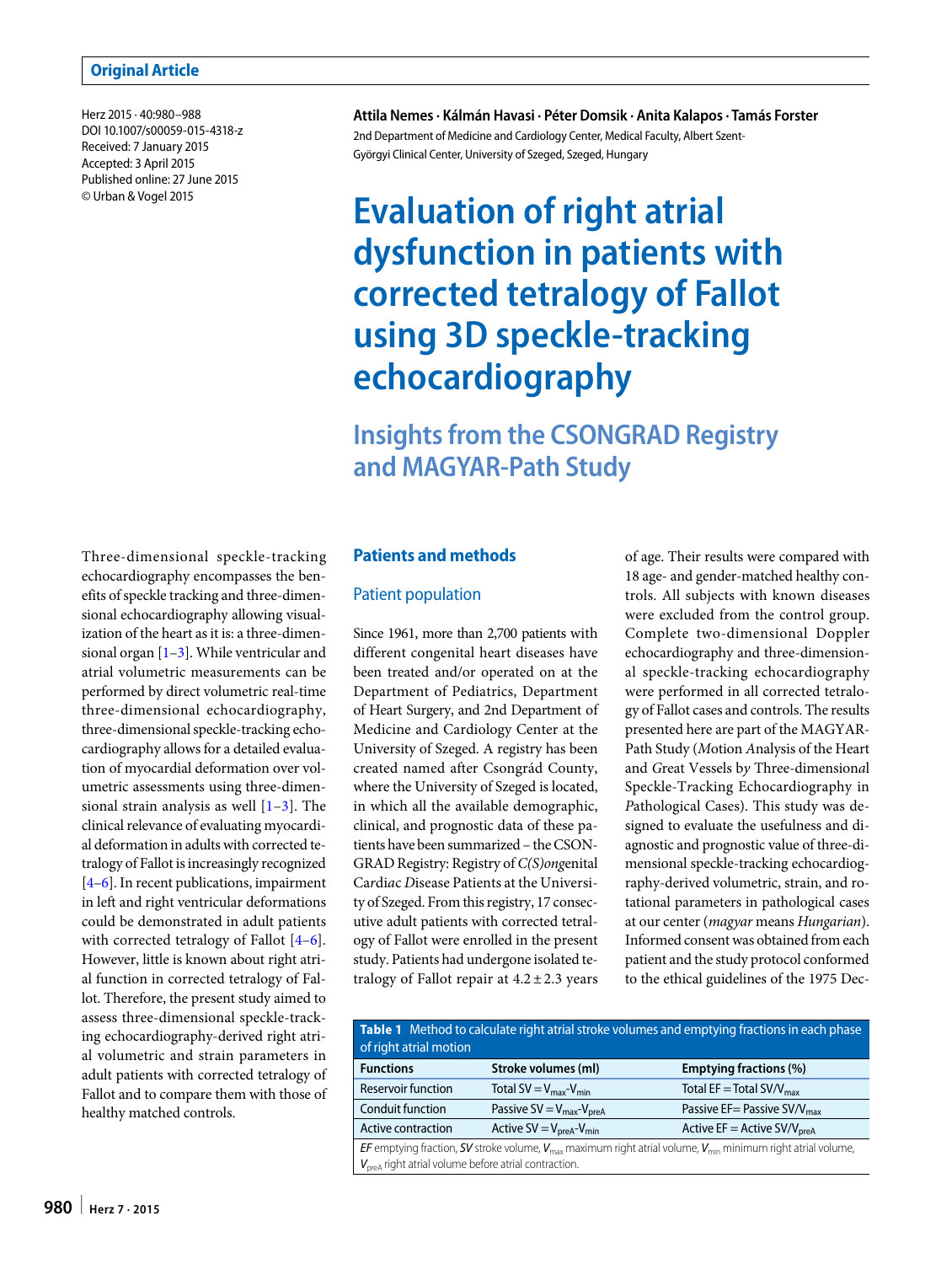Original Article

Herz 2015 · 40:980–988
DOI 10.1007/s00059-015-4318-z
Received: 7 January 2015
Accepted: 3 April 2015
Published online: 27 June 2015
© Urban & Vogel 2015

**Attila Nemes · Kálmán Havasi · Péter Domsik · Anita Kalapos · Tamás Forster**

2nd Department of Medicine and Cardiology Center, Medical Faculty, Albert Szent-Györgyi Clinical Center, University of Szeged, Szeged, Hungary

# Evaluation of right atrial dysfunction in patients with corrected tetralogy of Fallot using 3D speckle-tracking echocardiography

## Insights from the CSONGRAD Registry and MAGYAR-Path Study

Three-dimensional speckle-tracking echocardiography encompasses the benefits of speckle tracking and three-dimensional echocardiography allowing visualization of the heart as it is: a three-dimensional organ [1–3]. While ventricular and atrial volumetric measurements can be performed by direct volumetric real-time three-dimensional echocardiography, three-dimensional speckle-tracking echocardiography allows for a detailed evaluation of myocardial deformation over volumetric assessments using three-dimensional strain analysis as well [1–3]. The clinical relevance of evaluating myocardial deformation in adults with corrected tetralogy of Fallot is increasingly recognized [4–6]. In recent publications, impairment in left and right ventricular deformations could be demonstrated in adult patients with corrected tetralogy of Fallot [4–6]. However, little is known about right atrial function in corrected tetralogy of Fallot. Therefore, the present study aimed to assess three-dimensional speckle-tracking echocardiography-derived right atrial volumetric and strain parameters in adult patients with corrected tetralogy of Fallot and to compare them with those of healthy matched controls.

## Patients and methods

### Patient population

Since 1961, more than 2,700 patients with different congenital heart diseases have been treated and/or operated on at the Department of Pediatrics, Department of Heart Surgery, and 2nd Department of Medicine and Cardiology Center at the University of Szeged. A registry has been created named after Csongrád County, where the University of Szeged is located, in which all the available demographic, clinical, and prognostic data of these patients have been summarized – the CSONGRAD Registry: Registry of *C(S)ong*enital *C*ardi*a*c *D*isease Patients at the University of Szeged. From this registry, 17 consecutive adult patients with corrected tetralogy of Fallot were enrolled in the present study. Patients had undergone isolated tetralogy of Fallot repair at 4.2 ± 2.3 years of age. Their results were compared with 18 age- and gender-matched healthy controls. All subjects with known diseases were excluded from the control group. Complete two-dimensional Doppler echocardiography and three-dimensional speckle-tracking echocardiography were performed in all corrected tetralogy of Fallot cases and controls. The results presented here are part of the MAGYAR-Path Study (*M*otion *A*nalysis of the Heart and *G*reat Vessels b*y* Three-dimension*a*l Speckle-T*r*acking Echocardiography in *Path*ological Cases). This study was designed to evaluate the usefulness and diagnostic and prognostic value of three-dimensional speckle-tracking echocardiography-derived volumetric, strain, and rotational parameters in pathological cases at our center (*magyar* means *Hungarian*). Informed consent was obtained from each patient and the study protocol conformed to the ethical guidelines of the 1975 Dec-

**Table 1** Method to calculate right atrial stroke volumes and emptying fractions in each phase of right atrial motion

| Functions | Stroke volumes (ml) | Emptying fractions (%) |
|---|---|---|
| Reservoir function | Total SV = $V_{max}$-$V_{min}$ | Total EF = Total SV/$V_{max}$ |
| Conduit function | Passive SV = $V_{max}$-$V_{preA}$ | Passive EF= Passive SV/$V_{max}$ |
| Active contraction | Active SV = $V_{preA}$-$V_{min}$ | Active EF = Active SV/$V_{preA}$ |

*EF* emptying fraction, *SV* stroke volume, $V_{max}$ maximum right atrial volume, $V_{min}$ minimum right atrial volume, $V_{preA}$ right atrial volume before atrial contraction.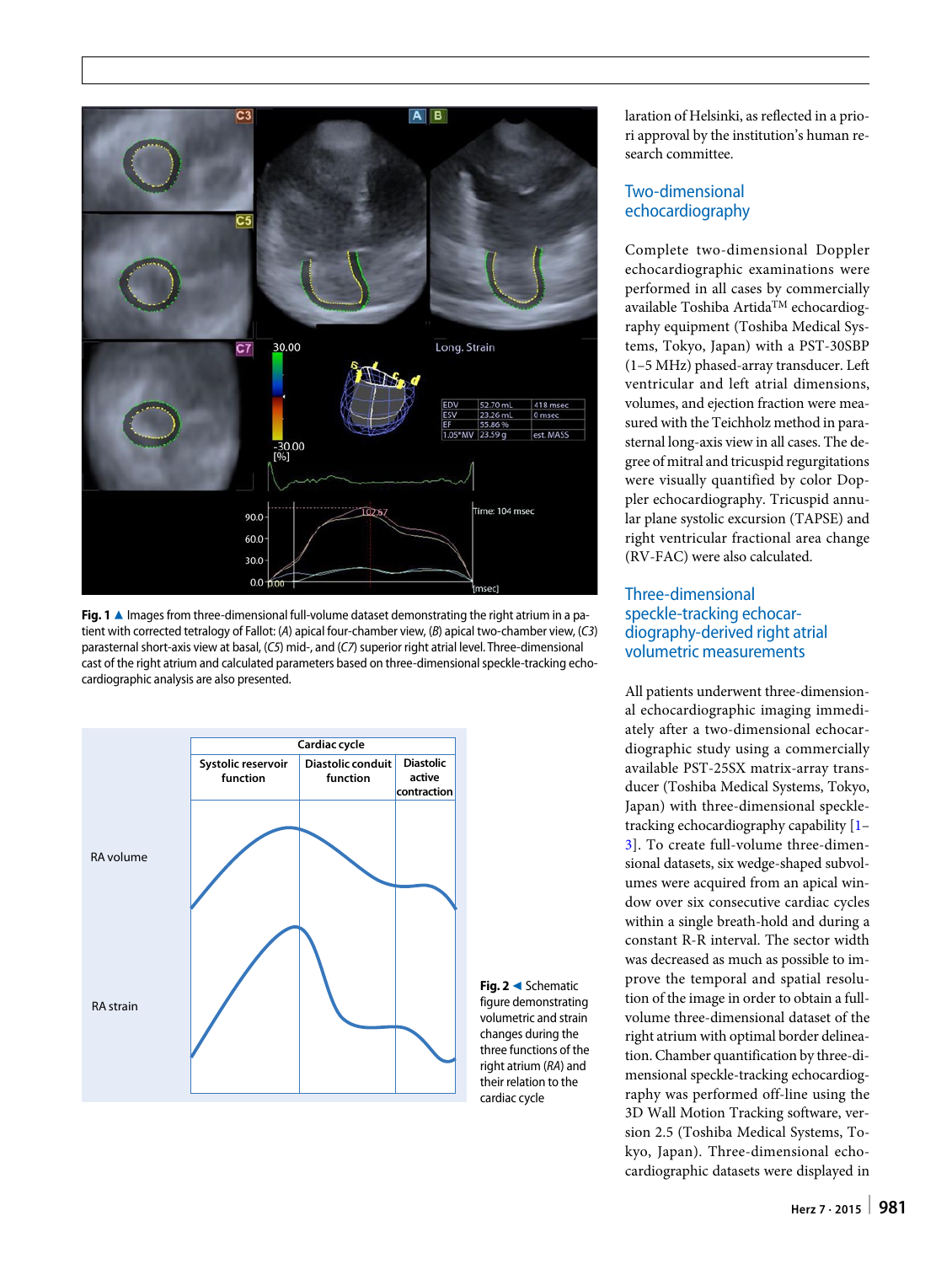C3

A B

C5

C7

30.00

Long. Strain

-30.00
[%]

EDV 52.70 mL 418 msec
ESV 23.26 mL 0 msec
EF 55.86 %
1.05*MV 23.59 g est. MASS

90.0
60.0
30.0
0.0

102.67

Time: 104 msec

[msec]

**Fig. 1** ▲ Images from three-dimensional full-volume dataset demonstrating the right atrium in a patient with corrected tetralogy of Fallot: (*A*) apical four-chamber view, (*B*) apical two-chamber view, (*C3*) parasternal short-axis view at basal, (*C5*) mid-, and (*C7*) superior right atrial level. Three-dimensional cast of the right atrium and calculated parameters based on three-dimensional speckle-tracking echocardiographic analysis are also presented.

Cardiac cycle

Systolic reservoir function

Diastolic conduit function

Diastolic active contraction

RA volume

RA strain

**Fig. 2** ◄ Schematic figure demonstrating volumetric and strain changes during the three functions of the right atrium (*RA*) and their relation to the cardiac cycle

laration of Helsinki, as reflected in a priori approval by the institution's human research committee.

## Two-dimensional echocardiography

Complete two-dimensional Doppler echocardiographic examinations were performed in all cases by commercially available Toshiba Artida™ echocardiography equipment (Toshiba Medical Systems, Tokyo, Japan) with a PST-30SBP (1–5 MHz) phased-array transducer. Left ventricular and left atrial dimensions, volumes, and ejection fraction were measured with the Teichholz method in parasternal long-axis view in all cases. The degree of mitral and tricuspid regurgitations were visually quantified by color Doppler echocardiography. Tricuspid annular plane systolic excursion (TAPSE) and right ventricular fractional area change (RV-FAC) were also calculated.

## Three-dimensional speckle-tracking echocardiography-derived right atrial volumetric measurements

All patients underwent three-dimensional echocardiographic imaging immediately after a two-dimensional echocardiographic study using a commercially available PST-25SX matrix-array transducer (Toshiba Medical Systems, Tokyo, Japan) with three-dimensional speckle-tracking echocardiography capability [1–3]. To create full-volume three-dimensional datasets, six wedge-shaped subvolumes were acquired from an apical window over six consecutive cardiac cycles within a single breath-hold and during a constant R-R interval. The sector width was decreased as much as possible to improve the temporal and spatial resolution of the image in order to obtain a full-volume three-dimensional dataset of the right atrium with optimal border delineation. Chamber quantification by three-dimensional speckle-tracking echocardiography was performed off-line using the 3D Wall Motion Tracking software, version 2.5 (Toshiba Medical Systems, Tokyo, Japan). Three-dimensional echocardiographic datasets were displayed in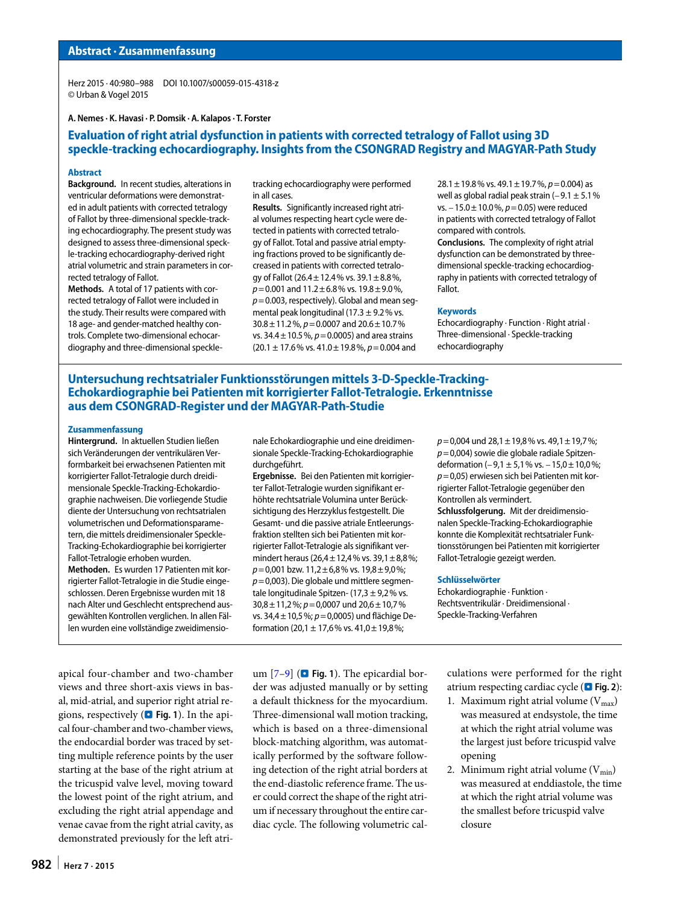## Abstract · Zusammenfassung

Herz 2015 · 40:980–988 DOI 10.1007/s00059-015-4318-z
© Urban & Vogel 2015

**A. Nemes · K. Havasi · P. Domsik · A. Kalapos · T. Forster**

### Evaluation of right atrial dysfunction in patients with corrected tetralogy of Fallot using 3D speckle-tracking echocardiography. Insights from the CSONGRAD Registry and MAGYAR-Path Study

#### Abstract

**Background.** In recent studies, alterations in ventricular deformations were demonstrated in adult patients with corrected tetralogy of Fallot by three-dimensional speckle-tracking echocardiography. The present study was designed to assess three-dimensional speckle-tracking echocardiography-derived right atrial volumetric and strain parameters in corrected tetralogy of Fallot.

**Methods.** A total of 17 patients with corrected tetralogy of Fallot were included in the study. Their results were compared with 18 age- and gender-matched healthy controls. Complete two-dimensional echocardiography and three-dimensional speckle-tracking echocardiography were performed in all cases.

**Results.** Significantly increased right atrial volumes respecting heart cycle were detected in patients with corrected tetralogy of Fallot. Total and passive atrial emptying fractions proved to be significantly decreased in patients with corrected tetralogy of Fallot (26.4 ± 12.4 % vs. 39.1 ± 8.8 %, $p = 0.001$ and 11.2 ± 6.8 % vs. 19.8 ± 9.0 %, $p = 0.003$, respectively). Global and mean segmental peak longitudinal (17.3 ± 9.2 % vs. 30.8 ± 11.2 %, $p = 0.0007$ and 20.6 ± 10.7 % vs. 34.4 ± 10.5 %, $p = 0.0005$) and area strains (20.1 ± 17.6 % vs. 41.0 ± 19.8 %, $p = 0.004$ and 28.1 ± 19.8 % vs. 49.1 ± 19.7 %, $p = 0.004$) as well as global radial peak strain (−9.1 ± 5.1 % vs. −15.0 ± 10.0 %, $p = 0.05$) were reduced in patients with corrected tetralogy of Fallot compared with controls.

**Conclusions.** The complexity of right atrial dysfunction can be demonstrated by three-dimensional speckle-tracking echocardiography in patients with corrected tetralogy of Fallot.

#### Keywords

Echocardiography · Function · Right atrial · Three-dimensional · Speckle-tracking echocardiography

### Untersuchung rechtsatrialer Funktionsstörungen mittels 3-D-Speckle-Tracking-Echokardiographie bei Patienten mit korrigierter Fallot-Tetralogie. Erkenntnisse aus dem CSONGRAD-Register und der MAGYAR-Path-Studie

#### Zusammenfassung

**Hintergrund.** In aktuellen Studien ließen sich Veränderungen der ventrikulären Verformbarkeit bei erwachsenen Patienten mit korrigierter Fallot-Tetralogie durch dreidimensionale Speckle-Tracking-Echokardiographie nachweisen. Die vorliegende Studie diente der Untersuchung von rechtsatrialen volumetrischen und Deformationsparametern, die mittels dreidimensionaler Speckle-Tracking-Echokardiographie bei korrigierter Fallot-Tetralogie erhoben wurden.

**Methoden.** Es wurden 17 Patienten mit korrigierter Fallot-Tetralogie in die Studie eingeschlossen. Deren Ergebnisse wurden mit 18 nach Alter und Geschlecht entsprechend ausgewählten Kontrollen verglichen. In allen Fällen wurden eine vollständige zweidimensionale Echokardiographie und eine dreidimensionale Speckle-Tracking-Echokardiographie durchgeführt.

**Ergebnisse.** Bei den Patienten mit korrigierter Fallot-Tetralogie wurden signifikant erhöhte rechtsatriale Volumina unter Berücksichtigung des Herzzyklus festgestellt. Die Gesamt- und die passive atriale Entleerungsfraktion stellten sich bei Patienten mit korrigierter Fallot-Tetralogie als signifikant vermindert heraus (26,4 ± 12,4 % vs. 39,1 ± 8,8 %; $p = 0,001$ bzw. 11,2 ± 6,8 % vs. 19,8 ± 9,0 %; $p = 0,003$). Die globale und mittlere segmentale longitudinale Spitzen- (17,3 ± 9,2 % vs. 30,8 ± 11,2 %; $p = 0,0007$ und 20,6 ± 10,7 % vs. 34,4 ± 10,5 %; $p = 0,0005$) und flächige Deformation (20,1 ± 17,6 % vs. 41,0 ± 19,8 %; $p = 0,004$ und 28,1 ± 19,8 % vs. 49,1 ± 19,7 %; $p = 0,004$) sowie die globale radiale Spitzendeformation (−9,1 ± 5,1 % vs. −15,0 ± 10,0 %; $p = 0,05$) erwiesen sich bei Patienten mit korrigierter Fallot-Tetralogie gegenüber den Kontrollen als vermindert.

**Schlussfolgerung.** Mit der dreidimensionalen Speckle-Tracking-Echokardiographie konnte die Komplexität rechtsatrialer Funktionsstörungen bei Patienten mit korrigierter Fallot-Tetralogie gezeigt werden.

#### Schlüsselwörter

Echokardiographie · Funktion · Rechtsventrikulär · Dreidimensional · Speckle-Tracking-Verfahren

apical four-chamber and two-chamber views and three short-axis views in basal, mid-atrial, and superior right atrial regions, respectively (Fig. 1). In the apical four-chamber and two-chamber views, the endocardial border was traced by setting multiple reference points by the user starting at the base of the right atrium at the tricuspid valve level, moving toward the lowest point of the right atrium, and excluding the right atrial appendage and venae cavae from the right atrial cavity, as demonstrated previously for the left atrium [7–9] (Fig. 1). The epicardial border was adjusted manually or by setting a default thickness for the myocardium. Three-dimensional wall motion tracking, which is based on a three-dimensional block-matching algorithm, was automatically performed by the software following detection of the right atrial borders at the end-diastolic reference frame. The user could correct the shape of the right atrium if necessary throughout the entire cardiac cycle. The following volumetric calculations were performed for the right atrium respecting cardiac cycle (Fig. 2):

1. Maximum right atrial volume ($V_{max}$) was measured at endsystole, the time at which the right atrial volume was the largest just before tricuspid valve opening
2. Minimum right atrial volume ($V_{min}$) was measured at enddiastole, the time at which the right atrial volume was the smallest before tricuspid valve closure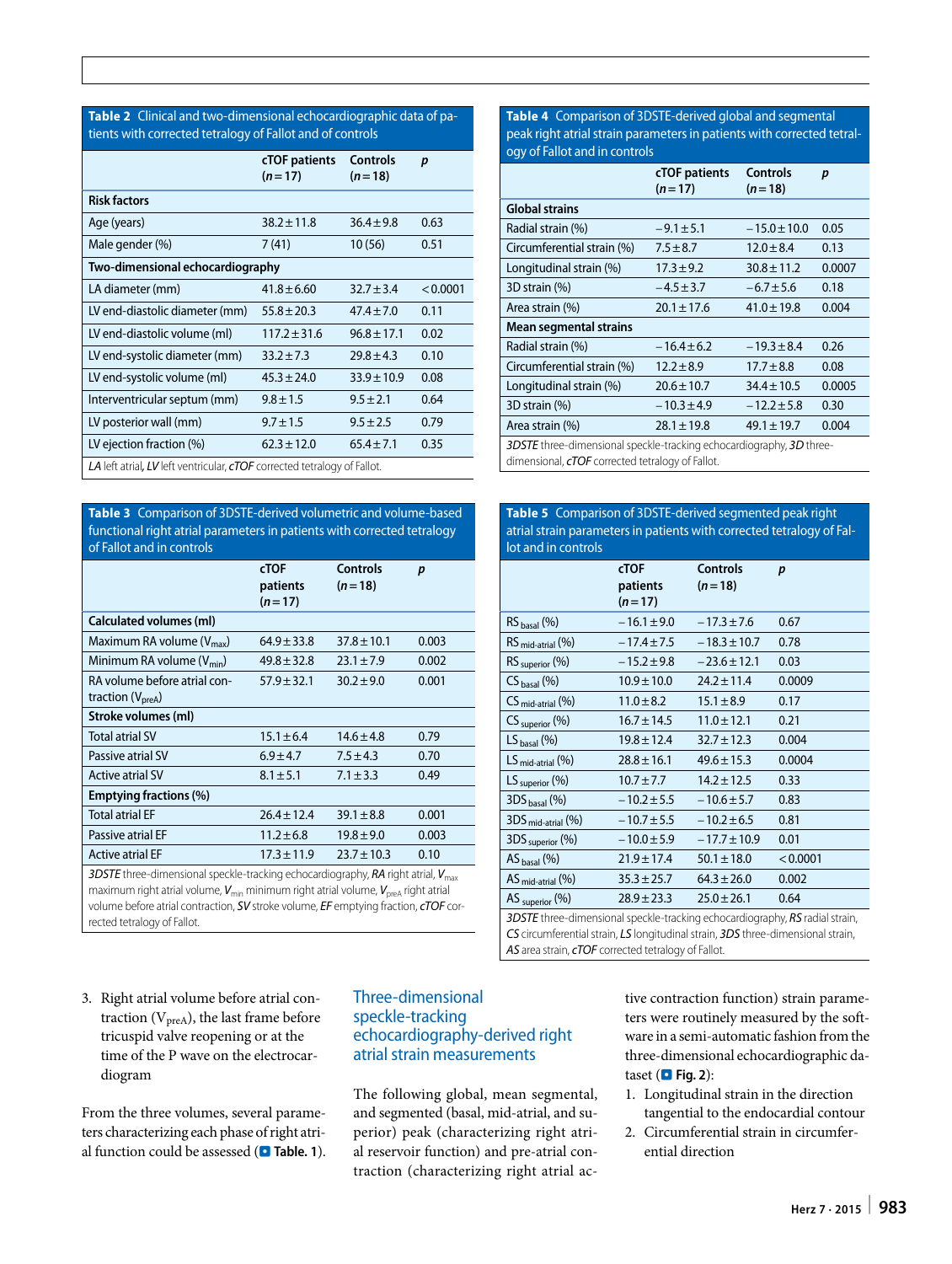**Table 2** Clinical and two-dimensional echocardiographic data of patients with corrected tetralogy of Fallot and of controls

| | cTOF patients ($n=17$) | Controls ($n=18$) | *p* |
|---|---|---|---|
| **Risk factors** | | | |
| Age (years) | 38.2 ± 11.8 | 36.4 ± 9.8 | 0.63 |
| Male gender (%) | 7 (41) | 10 (56) | 0.51 |
| **Two-dimensional echocardiography** | | | |
| LA diameter (mm) | 41.8 ± 6.60 | 32.7 ± 3.4 | < 0.0001 |
| LV end-diastolic diameter (mm) | 55.8 ± 20.3 | 47.4 ± 7.0 | 0.11 |
| LV end-diastolic volume (ml) | 117.2 ± 31.6 | 96.8 ± 17.1 | 0.02 |
| LV end-systolic diameter (mm) | 33.2 ± 7.3 | 29.8 ± 4.3 | 0.10 |
| LV end-systolic volume (ml) | 45.3 ± 24.0 | 33.9 ± 10.9 | 0.08 |
| Interventricular septum (mm) | 9.8 ± 1.5 | 9.5 ± 2.1 | 0.64 |
| LV posterior wall (mm) | 9.7 ± 1.5 | 9.5 ± 2.5 | 0.79 |
| LV ejection fraction (%) | 62.3 ± 12.0 | 65.4 ± 7.1 | 0.35 |

*LA* left atrial, *LV* left ventricular, *cTOF* corrected tetralogy of Fallot.

**Table 3** Comparison of 3DSTE-derived volumetric and volume-based functional right atrial parameters in patients with corrected tetralogy of Fallot and in controls

| | cTOF patients ($n=17$) | Controls ($n=18$) | *p* |
|---|---|---|---|
| **Calculated volumes (ml)** | | | |
| Maximum RA volume ($V_{max}$) | 64.9 ± 33.8 | 37.8 ± 10.1 | 0.003 |
| Minimum RA volume ($V_{min}$) | 49.8 ± 32.8 | 23.1 ± 7.9 | 0.002 |
| RA volume before atrial contraction ($V_{preA}$) | 57.9 ± 32.1 | 30.2 ± 9.0 | 0.001 |
| **Stroke volumes (ml)** | | | |
| Total atrial SV | 15.1 ± 6.4 | 14.6 ± 4.8 | 0.79 |
| Passive atrial SV | 6.9 ± 4.7 | 7.5 ± 4.3 | 0.70 |
| Active atrial SV | 8.1 ± 5.1 | 7.1 ± 3.3 | 0.49 |
| **Emptying fractions (%)** | | | |
| Total atrial EF | 26.4 ± 12.4 | 39.1 ± 8.8 | 0.001 |
| Passive atrial EF | 11.2 ± 6.8 | 19.8 ± 9.0 | 0.003 |
| Active atrial EF | 17.3 ± 11.9 | 23.7 ± 10.3 | 0.10 |

*3DSTE* three-dimensional speckle-tracking echocardiography, *RA* right atrial, $V_{max}$ maximum right atrial volume, $V_{min}$ minimum right atrial volume, $V_{preA}$ right atrial volume before atrial contraction, *SV* stroke volume, *EF* emptying fraction, *cTOF* corrected tetralogy of Fallot.

**Table 4** Comparison of 3DSTE-derived global and segmental peak right atrial strain parameters in patients with corrected tetralogy of Fallot and in controls

| | cTOF patients ($n=17$) | Controls ($n=18$) | *p* |
|---|---|---|---|
| **Global strains** | | | |
| Radial strain (%) | −9.1 ± 5.1 | −15.0 ± 10.0 | 0.05 |
| Circumferential strain (%) | 7.5 ± 8.7 | 12.0 ± 8.4 | 0.13 |
| Longitudinal strain (%) | 17.3 ± 9.2 | 30.8 ± 11.2 | 0.0007 |
| 3D strain (%) | −4.5 ± 3.7 | −6.7 ± 5.6 | 0.18 |
| Area strain (%) | 20.1 ± 17.6 | 41.0 ± 19.8 | 0.004 |
| **Mean segmental strains** | | | |
| Radial strain (%) | −16.4 ± 6.2 | −19.3 ± 8.4 | 0.26 |
| Circumferential strain (%) | 12.2 ± 8.9 | 17.7 ± 8.8 | 0.08 |
| Longitudinal strain (%) | 20.6 ± 10.7 | 34.4 ± 10.5 | 0.0005 |
| 3D strain (%) | −10.3 ± 4.9 | −12.2 ± 5.8 | 0.30 |
| Area strain (%) | 28.1 ± 19.8 | 49.1 ± 19.7 | 0.004 |

*3DSTE* three-dimensional speckle-tracking echocardiography, *3D* three-dimensional, *cTOF* corrected tetralogy of Fallot.

**Table 5** Comparison of 3DSTE-derived segmented peak right atrial strain parameters in patients with corrected tetralogy of Fallot and in controls

| | cTOF patients ($n=17$) | Controls ($n=18$) | *p* |
|---|---|---|---|
| $RS_{basal}$ (%) | −16.1 ± 9.0 | −17.3 ± 7.6 | 0.67 |
| $RS_{mid\text{-}atrial}$ (%) | −17.4 ± 7.5 | −18.3 ± 10.7 | 0.78 |
| $RS_{superior}$ (%) | −15.2 ± 9.8 | −23.6 ± 12.1 | 0.03 |
| $CS_{basal}$ (%) | 10.9 ± 10.0 | 24.2 ± 11.4 | 0.0009 |
| $CS_{mid\text{-}atrial}$ (%) | 11.0 ± 8.2 | 15.1 ± 8.9 | 0.17 |
| $CS_{superior}$ (%) | 16.7 ± 14.5 | 11.0 ± 12.1 | 0.21 |
| $LS_{basal}$ (%) | 19.8 ± 12.4 | 32.7 ± 12.3 | 0.004 |
| $LS_{mid\text{-}atrial}$ (%) | 28.8 ± 16.1 | 49.6 ± 15.3 | 0.0004 |
| $LS_{superior}$ (%) | 10.7 ± 7.7 | 14.2 ± 12.5 | 0.33 |
| $3DS_{basal}$ (%) | −10.2 ± 5.5 | −10.6 ± 5.7 | 0.83 |
| $3DS_{mid\text{-}atrial}$ (%) | −10.7 ± 5.5 | −10.2 ± 6.5 | 0.81 |
| $3DS_{superior}$ (%) | −10.0 ± 5.9 | −17.7 ± 10.9 | 0.01 |
| $AS_{basal}$ (%) | 21.9 ± 17.4 | 50.1 ± 18.0 | < 0.0001 |
| $AS_{mid\text{-}atrial}$ (%) | 35.3 ± 25.7 | 64.3 ± 26.0 | 0.002 |
| $AS_{superior}$ (%) | 28.9 ± 23.3 | 25.0 ± 26.1 | 0.64 |

*3DSTE* three-dimensional speckle-tracking echocardiography, *RS* radial strain, *CS* circumferential strain, *LS* longitudinal strain, *3DS* three-dimensional strain, *AS* area strain, *cTOF* corrected tetralogy of Fallot.

3. Right atrial volume before atrial contraction ($V_{preA}$), the last frame before tricuspid valve reopening or at the time of the P wave on the electrocardiogram

From the three volumes, several parameters characterizing each phase of right atrial function could be assessed (**Table. 1**).

### Three-dimensional speckle-tracking echocardiography-derived right atrial strain measurements

The following global, mean segmental, and segmented (basal, mid-atrial, and superior) peak (characterizing right atrial reservoir function) and pre-atrial contraction (characterizing right atrial active contraction function) strain parameters were routinely measured by the software in a semi-automatic fashion from the three-dimensional echocardiographic dataset (**Fig. 2**):

1. Longitudinal strain in the direction tangential to the endocardial contour
2. Circumferential strain in circumferential direction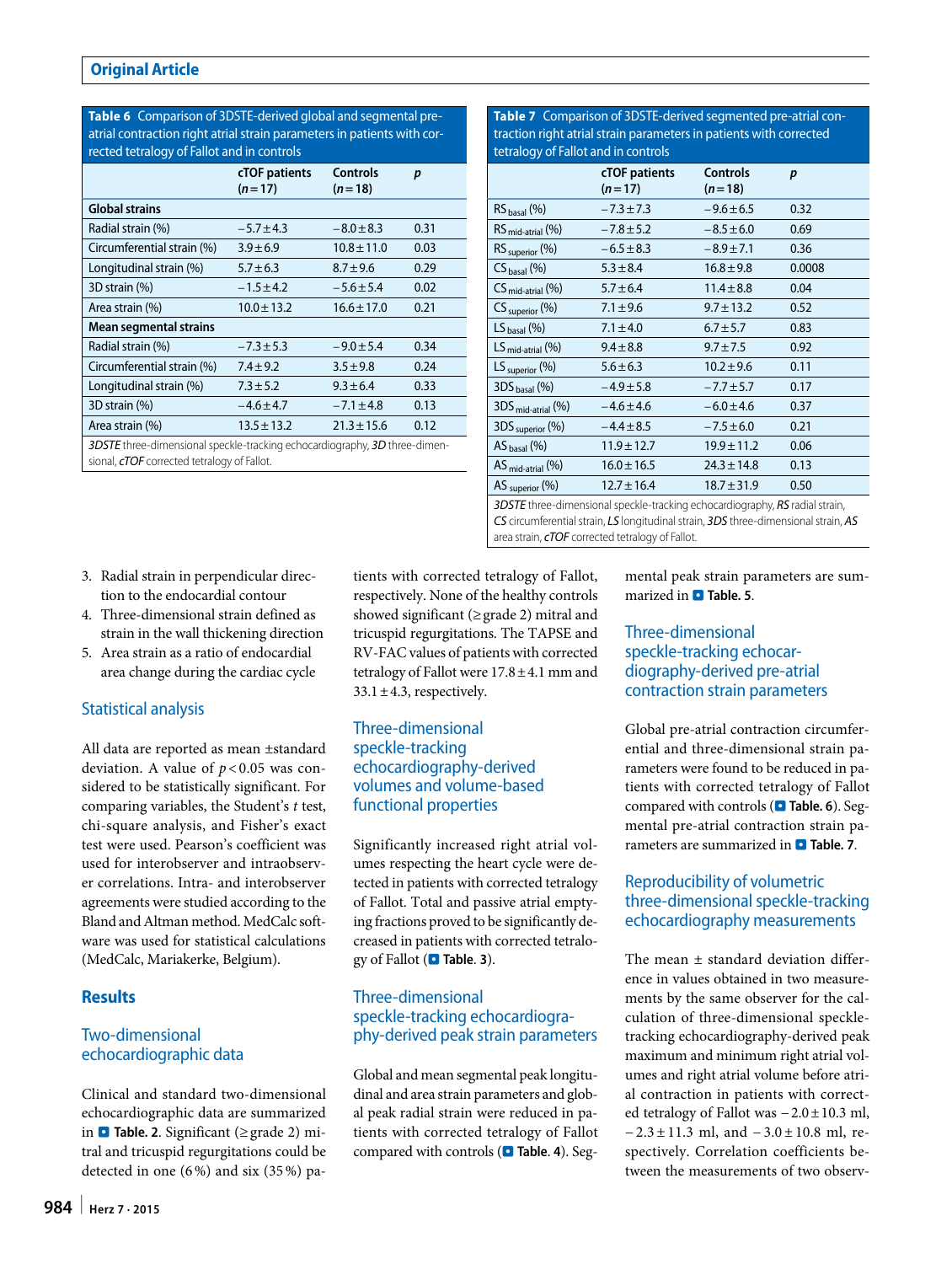**Table 6** Comparison of 3DSTE-derived global and segmental pre-atrial contraction right atrial strain parameters in patients with corrected tetralogy of Fallot and in controls

| | cTOF patients (n = 17) | Controls (n = 18) | p |
|---|---|---|---|
| **Global strains** | | | |
| Radial strain (%) | −5.7 ± 4.3 | −8.0 ± 8.3 | 0.31 |
| Circumferential strain (%) | 3.9 ± 6.9 | 10.8 ± 11.0 | 0.03 |
| Longitudinal strain (%) | 5.7 ± 6.3 | 8.7 ± 9.6 | 0.29 |
| 3D strain (%) | −1.5 ± 4.2 | −5.6 ± 5.4 | 0.02 |
| Area strain (%) | 10.0 ± 13.2 | 16.6 ± 17.0 | 0.21 |
| **Mean segmental strains** | | | |
| Radial strain (%) | −7.3 ± 5.3 | −9.0 ± 5.4 | 0.34 |
| Circumferential strain (%) | 7.4 ± 9.2 | 3.5 ± 9.8 | 0.24 |
| Longitudinal strain (%) | 7.3 ± 5.2 | 9.3 ± 6.4 | 0.33 |
| 3D strain (%) | −4.6 ± 4.7 | −7.1 ± 4.8 | 0.13 |
| Area strain (%) | 13.5 ± 13.2 | 21.3 ± 15.6 | 0.12 |

*3DSTE* three-dimensional speckle-tracking echocardiography, *3D* three-dimensional, *cTOF* corrected tetralogy of Fallot.

**Table 7** Comparison of 3DSTE-derived segmented pre-atrial contraction right atrial strain parameters in patients with corrected tetralogy of Fallot and in controls

| | cTOF patients (n = 17) | Controls (n = 18) | p |
|---|---|---|---|
| $RS_{basal}$ (%) | −7.3 ± 7.3 | −9.6 ± 6.5 | 0.32 |
| $RS_{mid\text{-}atrial}$ (%) | −7.8 ± 5.2 | −8.5 ± 6.0 | 0.69 |
| $RS_{superior}$ (%) | −6.5 ± 8.3 | −8.9 ± 7.1 | 0.36 |
| $CS_{basal}$ (%) | 5.3 ± 8.4 | 16.8 ± 9.8 | 0.0008 |
| $CS_{mid\text{-}atrial}$ (%) | 5.7 ± 6.4 | 11.4 ± 8.8 | 0.04 |
| $CS_{superior}$ (%) | 7.1 ± 9.6 | 9.7 ± 13.2 | 0.52 |
| $LS_{basal}$ (%) | 7.1 ± 4.0 | 6.7 ± 5.7 | 0.83 |
| $LS_{mid\text{-}atrial}$ (%) | 9.4 ± 8.8 | 9.7 ± 7.5 | 0.92 |
| $LS_{superior}$ (%) | 5.6 ± 6.3 | 10.2 ± 9.6 | 0.11 |
| $3DS_{basal}$ (%) | −4.9 ± 5.8 | −7.7 ± 5.7 | 0.17 |
| $3DS_{mid\text{-}atrial}$ (%) | −4.6 ± 4.6 | −6.0 ± 4.6 | 0.37 |
| $3DS_{superior}$ (%) | −4.4 ± 8.5 | −7.5 ± 6.0 | 0.21 |
| $AS_{basal}$ (%) | 11.9 ± 12.7 | 19.9 ± 11.2 | 0.06 |
| $AS_{mid\text{-}atrial}$ (%) | 16.0 ± 16.5 | 24.3 ± 14.8 | 0.13 |
| $AS_{superior}$ (%) | 12.7 ± 16.4 | 18.7 ± 31.9 | 0.50 |

*3DSTE* three-dimensional speckle-tracking echocardiography, *RS* radial strain, *CS* circumferential strain, *LS* longitudinal strain, *3DS* three-dimensional strain, *AS* area strain, *cTOF* corrected tetralogy of Fallot.

3. Radial strain in perpendicular direction to the endocardial contour
4. Three-dimensional strain defined as strain in the wall thickening direction
5. Area strain as a ratio of endocardial area change during the cardiac cycle

### Statistical analysis

All data are reported as mean ±standard deviation. A value of $p < 0.05$ was considered to be statistically significant. For comparing variables, the Student's *t* test, chi-square analysis, and Fisher's exact test were used. Pearson's coefficient was used for interobserver and intraobserver correlations. Intra- and interobserver agreements were studied according to the Bland and Altman method. MedCalc software was used for statistical calculations (MedCalc, Mariakerke, Belgium).

## Results

### Two-dimensional echocardiographic data

Clinical and standard two-dimensional echocardiographic data are summarized in **Table. 2**. Significant (≥grade 2) mitral and tricuspid regurgitations could be detected in one (6%) and six (35%) patients with corrected tetralogy of Fallot, respectively. None of the healthy controls showed significant (≥grade 2) mitral and tricuspid regurgitations. The TAPSE and RV-FAC values of patients with corrected tetralogy of Fallot were 17.8 ± 4.1 mm and 33.1 ± 4.3, respectively.

### Three-dimensional speckle-tracking echocardiography-derived volumes and volume-based functional properties

Significantly increased right atrial volumes respecting the heart cycle were detected in patients with corrected tetralogy of Fallot. Total and passive atrial emptying fractions proved to be significantly decreased in patients with corrected tetralogy of Fallot (**Table. 3**).

### Three-dimensional speckle-tracking echocardiography-derived peak strain parameters

Global and mean segmental peak longitudinal and area strain parameters and global peak radial strain were reduced in patients with corrected tetralogy of Fallot compared with controls (**Table. 4**). Segmental peak strain parameters are summarized in **Table. 5**.

### Three-dimensional speckle-tracking echocardiography-derived pre-atrial contraction strain parameters

Global pre-atrial contraction circumferential and three-dimensional strain parameters were found to be reduced in patients with corrected tetralogy of Fallot compared with controls (**Table. 6**). Segmental pre-atrial contraction strain parameters are summarized in **Table. 7**.

### Reproducibility of volumetric three-dimensional speckle-tracking echocardiography measurements

The mean ± standard deviation difference in values obtained in two measurements by the same observer for the calculation of three-dimensional speckle-tracking echocardiography-derived peak maximum and minimum right atrial volumes and right atrial volume before atrial contraction in patients with corrected tetralogy of Fallot was −2.0 ± 10.3 ml, −2.3 ± 11.3 ml, and −3.0 ± 10.8 ml, respectively. Correlation coefficients between the measurements of two observ-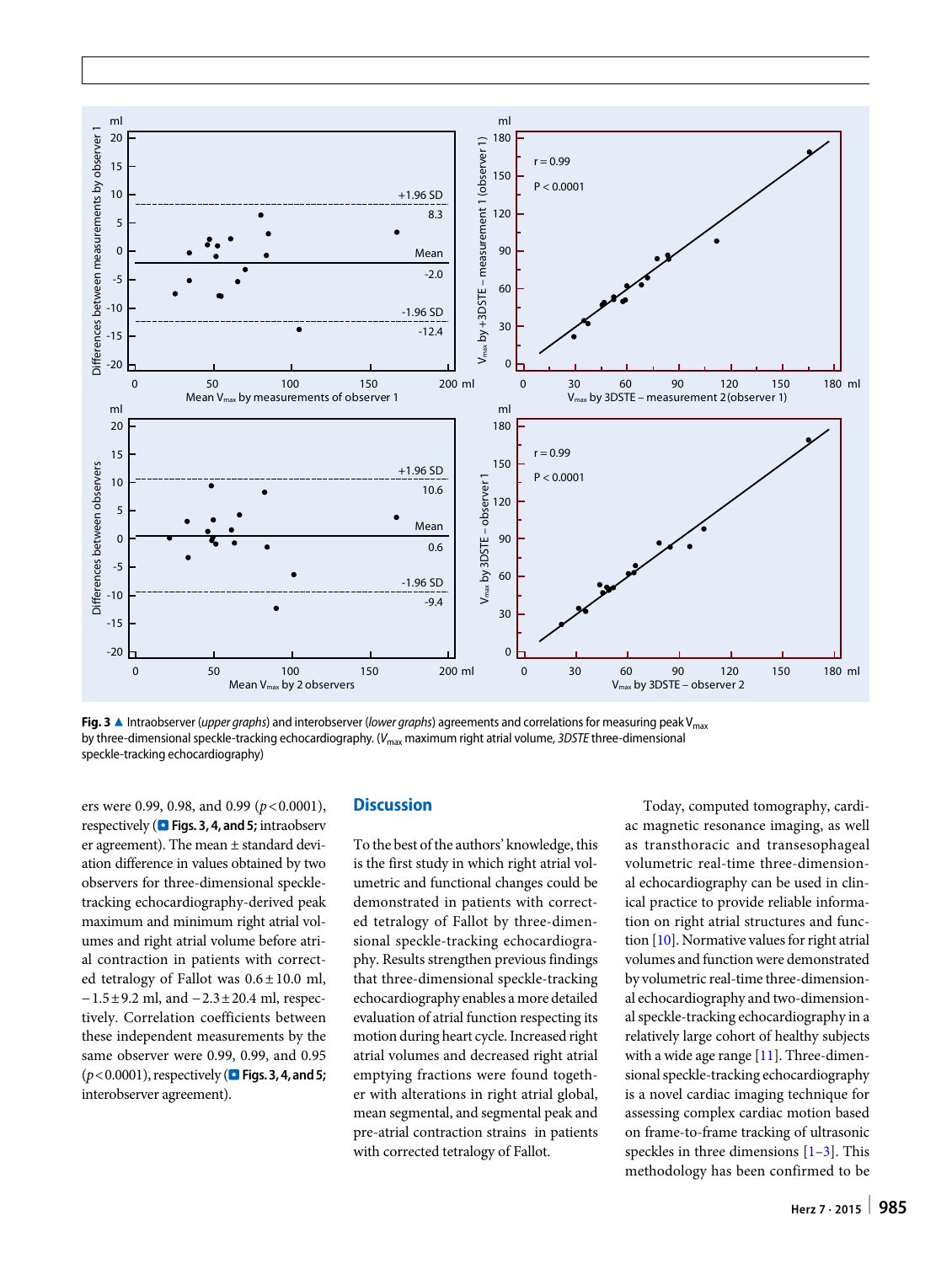ml
20
15
10
5
0
-5
-10
-15
-20
Differences between measurements by observer 1
+1.96 SD
8.3
Mean
-2.0
-1.96 SD
-12.4
0 50 100 150 200 ml
Mean $V_{max}$ by measurements of observer 1

ml
180
150
120
90
60
30
0
r = 0.99
P < 0.0001
$V_{max}$ by +3DSTE – measurement 1 (observer 1)
0 30 60 90 120 150 180 ml
$V_{max}$ by 3DSTE – measurement 2 (observer 1)

ml
20
15
10
5
0
-5
-10
-15
-20
Differences between observers
+1.96 SD
10.6
Mean
0.6
-1.96 SD
-9.4
0 50 100 150 200 ml
Mean $V_{max}$ by 2 observers

ml
180
150
120
90
60
30
0
r = 0.99
P < 0.0001
$V_{max}$ by 3DSTE – observer 1
0 30 60 90 120 150 180 ml
$V_{max}$ by 3DSTE – observer 2

**Fig. 3** ▲ Intraobserver (*upper graphs*) and interobserver (*lower graphs*) agreements and correlations for measuring peak $V_{max}$ by three-dimensional speckle-tracking echocardiography. ($V_{max}$ maximum right atrial volume, *3DSTE* three-dimensional speckle-tracking echocardiography)

ers were 0.99, 0.98, and 0.99 ($p<0.0001$), respectively (**Figs. 3, 4, and 5;** intraobserver agreement). The mean ± standard deviation difference in values obtained by two observers for three-dimensional speckle-tracking echocardiography-derived peak maximum and minimum right atrial volumes and right atrial volume before atrial contraction in patients with corrected tetralogy of Fallot was 0.6 ± 10.0 ml, −1.5 ± 9.2 ml, and −2.3 ± 20.4 ml, respectively. Correlation coefficients between these independent measurements by the same observer were 0.99, 0.99, and 0.95 ($p<0.0001$), respectively (**Figs. 3, 4, and 5;** interobserver agreement).

## Discussion

To the best of the authors' knowledge, this is the first study in which right atrial volumetric and functional changes could be demonstrated in patients with corrected tetralogy of Fallot by three-dimensional speckle-tracking echocardiography. Results strengthen previous findings that three-dimensional speckle-tracking echocardiography enables a more detailed evaluation of atrial function respecting its motion during heart cycle. Increased right atrial volumes and decreased right atrial emptying fractions were found together with alterations in right atrial global, mean segmental, and segmental peak and pre-atrial contraction strains in patients with corrected tetralogy of Fallot.

Today, computed tomography, cardiac magnetic resonance imaging, as well as transthoracic and transesophageal volumetric real-time three-dimensional echocardiography can be used in clinical practice to provide reliable information on right atrial structures and function [10]. Normative values for right atrial volumes and function were demonstrated by volumetric real-time three-dimensional echocardiography and two-dimensional speckle-tracking echocardiography in a relatively large cohort of healthy subjects with a wide age range [11]. Three-dimensional speckle-tracking echocardiography is a novel cardiac imaging technique for assessing complex cardiac motion based on frame-to-frame tracking of ultrasonic speckles in three dimensions [1–3]. This methodology has been confirmed to be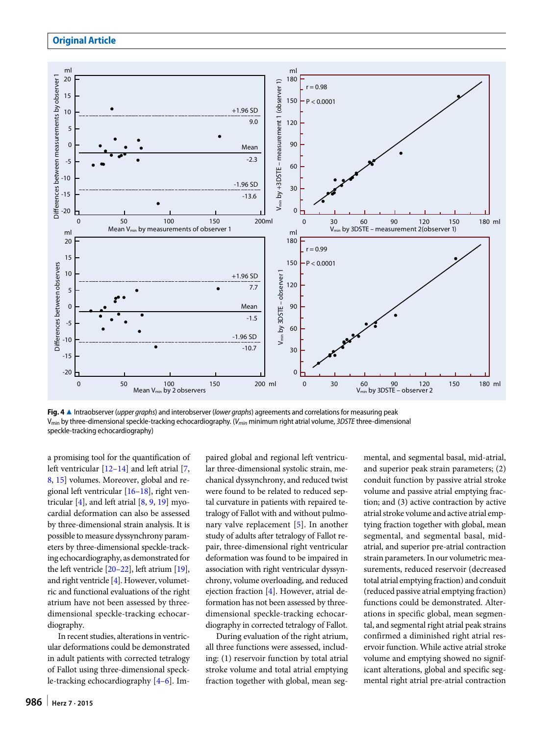ml

20

15

10

5

0

-5

-10

-15

-20

Differences between measurements by observer 1

+1.96 SD

9.0

Mean

-2.3

-1.96 SD

-13.6

0 50 100 150 200ml

Mean $V_{min}$ by measurements of observer 1

ml

180

150

120

90

60

30

0

r = 0.98

P < 0.0001

$V_{min}$ by +3DSTE – measurement 1 (observer 1)

0 30 60 90 120 150 180 ml

$V_{min}$ by 3DSTE – measurement 2(observer 1)

ml

20

15

10

5

0

-5

-10

-15

-20

Differences between observers

+1.96 SD

7.7

Mean

-1.5

-1.96 SD

-10.7

0 50 100 150 200 ml

Mean $V_{min}$ by 2 observers

ml

180

150

120

90

60

30

0

r = 0.99

P < 0.0001

$V_{min}$ by 3DSTE – observer 1

0 30 60 90 120 150 180 ml

$V_{min}$ by 3DSTE – observer 2

**Fig. 4** ▲ Intraobserver (*upper graphs*) and interobserver (*lower graphs*) agreements and correlations for measuring peak $V_{min}$ by three-dimensional speckle-tracking echocardiography. ($V_{min}$ minimum right atrial volume, *3DSTE* three-dimensional speckle-tracking echocardiography)

a promising tool for the quantification of left ventricular [12–14] and left atrial [7, 8, 15] volumes. Moreover, global and regional left ventricular [16–18], right ventricular [4], and left atrial [8, 9, 19] myocardial deformation can also be assessed by three-dimensional strain analysis. It is possible to measure dyssynchrony parameters by three-dimensional speckle-tracking echocardiography, as demonstrated for the left ventricle [20–22], left atrium [19], and right ventricle [4]. However, volumetric and functional evaluations of the right atrium have not been assessed by three-dimensional speckle-tracking echocardiography.

In recent studies, alterations in ventricular deformations could be demonstrated in adult patients with corrected tetralogy of Fallot using three-dimensional speckle-tracking echocardiography [4–6]. Impaired global and regional left ventricular three-dimensional systolic strain, mechanical dyssynchrony, and reduced twist were found to be related to reduced septal curvature in patients with repaired tetralogy of Fallot with and without pulmonary valve replacement [5]. In another study of adults after tetralogy of Fallot repair, three-dimensional right ventricular deformation was found to be impaired in association with right ventricular dyssynchrony, volume overloading, and reduced ejection fraction [4]. However, atrial deformation has not been assessed by three-dimensional speckle-tracking echocardiography in corrected tetralogy of Fallot.

During evaluation of the right atrium, all three functions were assessed, including: (1) reservoir function by total atrial stroke volume and total atrial emptying fraction together with global, mean segmental, and segmental basal, mid-atrial, and superior peak strain parameters; (2) conduit function by passive atrial stroke volume and passive atrial emptying fraction; and (3) active contraction by active atrial stroke volume and active atrial emptying fraction together with global, mean segmental, and segmental basal, mid-atrial, and superior pre-atrial contraction strain parameters. In our volumetric measurements, reduced reservoir (decreased total atrial emptying fraction) and conduit (reduced passive atrial emptying fraction) functions could be demonstrated. Alterations in specific global, mean segmental, and segmental right atrial peak strains confirmed a diminished right atrial reservoir function. While active atrial stroke volume and emptying showed no significant alterations, global and specific segmental right atrial pre-atrial contraction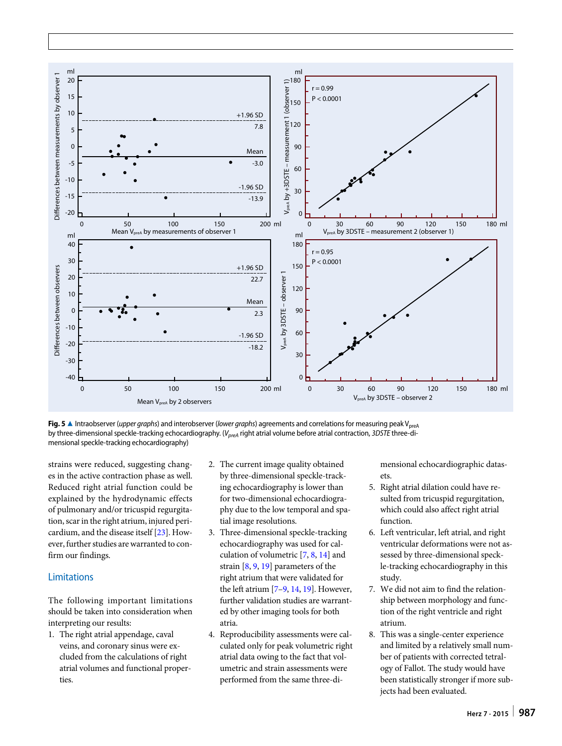ml
20
15
10
5
0
-5
-10
-15
-20
Differences between measurements by observer 1
+1.96 SD
7.8
Mean
-3.0
-1.96 SD
-13.9
0 50 100 150 200 ml
Mean $V_{preA}$ by measurements of observer 1

ml
180
150
120
90
60
30
0
$V_{preA}$ by +3DSTE – measurement 1 (observer 1)
r = 0.99
P < 0.0001
0 30 60 90 120 150 180 ml
$V_{preA}$ by 3DSTE – measurement 2 (observer 1)

ml
40
30
20
10
0
-10
-20
-30
-40
Differences between observers
+1.96 SD
22.7
Mean
2.3
-1.96 SD
-18.2
0 50 100 150 200 ml
Mean $V_{preA}$ by 2 observers

ml
180
150
120
90
60
30
0
$V_{preA}$ by 3DSTE – observer 1
r = 0.95
P < 0.0001
0 30 60 90 120 150 180 ml
$V_{preA}$ by 3DSTE – observer 2

**Fig. 5** ▲ Intraobserver (*upper graphs*) and interobserver (*lower graphs*) agreements and correlations for measuring peak $V_{preA}$ by three-dimensional speckle-tracking echocardiography. ($V_{preA}$ right atrial volume before atrial contraction, *3DSTE* three-dimensional speckle-tracking echocardiography)

strains were reduced, suggesting changes in the active contraction phase as well. Reduced right atrial function could be explained by the hydrodynamic effects of pulmonary and/or tricuspid regurgitation, scar in the right atrium, injured pericardium, and the disease itself [23]. However, further studies are warranted to confirm our findings.

## Limitations

The following important limitations should be taken into consideration when interpreting our results:

1. The right atrial appendage, caval veins, and coronary sinus were excluded from the calculations of right atrial volumes and functional properties.
2. The current image quality obtained by three-dimensional speckle-tracking echocardiography is lower than for two-dimensional echocardiography due to the low temporal and spatial image resolutions.
3. Three-dimensional speckle-tracking echocardiography was used for calculation of volumetric [7, 8, 14] and strain [8, 9, 19] parameters of the right atrium that were validated for the left atrium [7–9, 14, 19]. However, further validation studies are warranted by other imaging tools for both atria.
4. Reproducibility assessments were calculated only for peak volumetric right atrial data owing to the fact that volumetric and strain assessments were performed from the same three-dimensional echocardiographic datasets.
5. Right atrial dilation could have resulted from tricuspid regurgitation, which could also affect right atrial function.
6. Left ventricular, left atrial, and right ventricular deformations were not assessed by three-dimensional speckle-tracking echocardiography in this study.
7. We did not aim to find the relationship between morphology and function of the right ventricle and right atrium.
8. This was a single-center experience and limited by a relatively small number of patients with corrected tetralogy of Fallot. The study would have been statistically stronger if more subjects had been evaluated.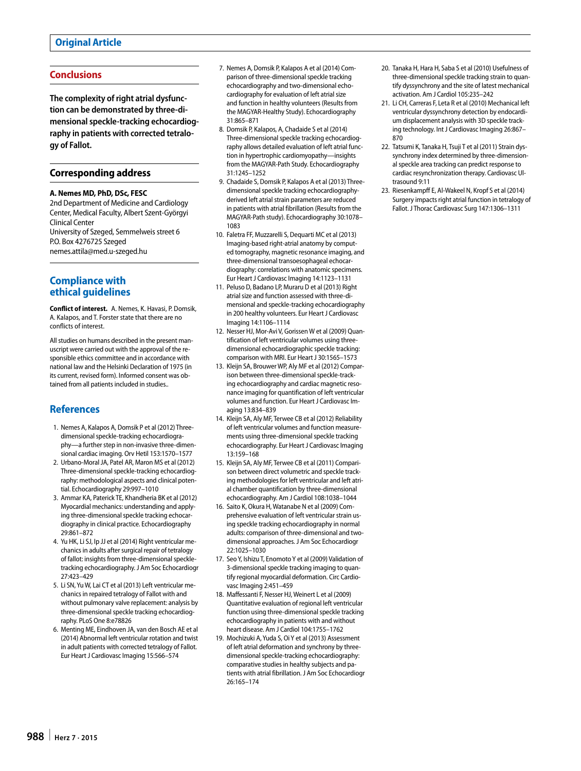## Conclusions

**The complexity of right atrial dysfunction can be demonstrated by three-dimensional speckle-tracking echocardiography in patients with corrected tetralogy of Fallot.**

## Corresponding address

**A. Nemes MD, PhD, DSc, FESC**
2nd Department of Medicine and Cardiology Center, Medical Faculty, Albert Szent-Györgyi Clinical Center
University of Szeged, Semmelweis street 6
P.O. Box 4276725 Szeged
nemes.attila@med.u-szeged.hu

## Compliance with ethical guidelines

**Conflict of interest.** A. Nemes, K. Havasi, P. Domsik, A. Kalapos, and T. Forster state that there are no conflicts of interest.

All studies on humans described in the present manuscript were carried out with the approval of the responsible ethics committee and in accordance with national law and the Helsinki Declaration of 1975 (in its current, revised form). Informed consent was obtained from all patients included in studies..

## References

1. Nemes A, Kalapos A, Domsik P et al (2012) Three-dimensional speckle-tracking echocardiography—a further step in non-invasive three-dimensional cardiac imaging. Orv Hetil 153:1570–1577
2. Urbano-Moral JA, Patel AR, Maron MS et al (2012) Three-dimensional speckle-tracking echocardiography: methodological aspects and clinical potential. Echocardiography 29:997–1010
3. Ammar KA, Paterick TE, Khandheria BK et al (2012) Myocardial mechanics: understanding and applying three-dimensional speckle tracking echocardiography in clinical practice. Echocardiography 29:861–872
4. Yu HK, Li SJ, Ip JJ et al (2014) Right ventricular mechanics in adults after surgical repair of tetralogy of fallot: insights from three-dimensional speckle-tracking echocardiography. J Am Soc Echocardiogr 27:423–429
5. Li SN, Yu W, Lai CT et al (2013) Left ventricular mechanics in repaired tetralogy of Fallot with and without pulmonary valve replacement: analysis by three-dimensional speckle tracking echocardiography. PLoS One 8:e78826
6. Menting ME, Eindhoven JA, van den Bosch AE et al (2014) Abnormal left ventricular rotation and twist in adult patients with corrected tetralogy of Fallot. Eur Heart J Cardiovasc Imaging 15:566–574
7. Nemes A, Domsik P, Kalapos A et al (2014) Comparison of three-dimensional speckle tracking echocardiography and two-dimensional echocardiography for evaluation of left atrial size and function in healthy volunteers (Results from the MAGYAR-Healthy Study). Echocardiography 31:865–871
8. Domsik P, Kalapos, A, Chadaide S et al (2014) Three-dimensional speckle tracking echocardiography allows detailed evaluation of left atrial function in hypertrophic cardiomyopathy—insights from the MAGYAR-Path Study. Echocardiography 31:1245–1252
9. Chadaide S, Domsik P, Kalapos A et al (2013) Three-dimensional speckle tracking echocardiography-derived left atrial strain parameters are reduced in patients with atrial fibrillation (Results from the MAGYAR-Path study). Echocardiography 30:1078–1083
10. Faletra FF, Muzzarelli S, Dequarti MC et al (2013) Imaging-based right-atrial anatomy by computed tomography, magnetic resonance imaging, and three-dimensional transoesophageal echocardiography: correlations with anatomic specimens. Eur Heart J Cardiovasc Imaging 14:1123–1131
11. Peluso D, Badano LP, Muraru D et al (2013) Right atrial size and function assessed with three-dimensional and speckle-tracking echocardiography in 200 healthy volunteers. Eur Heart J Cardiovasc Imaging 14:1106–1114
12. Nesser HJ, Mor-Avi V, Gorissen W et al (2009) Quantification of left ventricular volumes using three-dimensional echocardiographic speckle tracking: comparison with MRI. Eur Heart J 30:1565–1573
13. Kleijn SA, Brouwer WP, Aly MF et al (2012) Comparison between three-dimensional speckle-tracking echocardiography and cardiac magnetic resonance imaging for quantification of left ventricular volumes and function. Eur Heart J Cardiovasc Imaging 13:834–839
14. Kleijn SA, Aly MF, Terwee CB et al (2012) Reliability of left ventricular volumes and function measurements using three-dimensional speckle tracking echocardiography. Eur Heart J Cardiovasc Imaging 13:159–168
15. Kleijn SA, Aly MF, Terwee CB et al (2011) Comparison between direct volumetric and speckle tracking methodologies for left ventricular and left atrial chamber quantification by three-dimensional echocardiography. Am J Cardiol 108:1038–1044
16. Saito K, Okura H, Watanabe N et al (2009) Comprehensive evaluation of left ventricular strain using speckle tracking echocardiography in normal adults: comparison of three-dimensional and two-dimensional approaches. J Am Soc Echocardiogr 22:1025–1030
17. Seo Y, Ishizu T, Enomoto Y et al (2009) Validation of 3-dimensional speckle tracking imaging to quantify regional myocardial deformation. Circ Cardiovasc Imaging 2:451–459
18. Maffessanti F, Nesser HJ, Weinert L et al (2009) Quantitative evaluation of regional left ventricular function using three-dimensional speckle tracking echocardiography in patients with and without heart disease. Am J Cardiol 104:1755–1762
19. Mochizuki A, Yuda S, Oi Y et al (2013) Assessment of left atrial deformation and synchrony by three-dimensional speckle-tracking echocardiography: comparative studies in healthy subjects and patients with atrial fibrillation. J Am Soc Echocardiogr 26:165–174
20. Tanaka H, Hara H, Saba S et al (2010) Usefulness of three-dimensional speckle tracking strain to quantify dyssynchrony and the site of latest mechanical activation. Am J Cardiol 105:235–242
21. Li CH, Carreras F, Leta R et al (2010) Mechanical left ventricular dyssynchrony detection by endocardium displacement analysis with 3D speckle tracking technology. Int J Cardiovasc Imaging 26:867–870
22. Tatsumi K, Tanaka H, Tsuji T et al (2011) Strain dyssynchrony index determined by three-dimensional speckle area tracking can predict response to cardiac resynchronization therapy. Cardiovasc Ultrasound 9:11
23. Riesenkampff E, Al-Wakeel N, Kropf S et al (2014) Surgery impacts right atrial function in tetralogy of Fallot. J Thorac Cardiovasc Surg 147:1306–1311